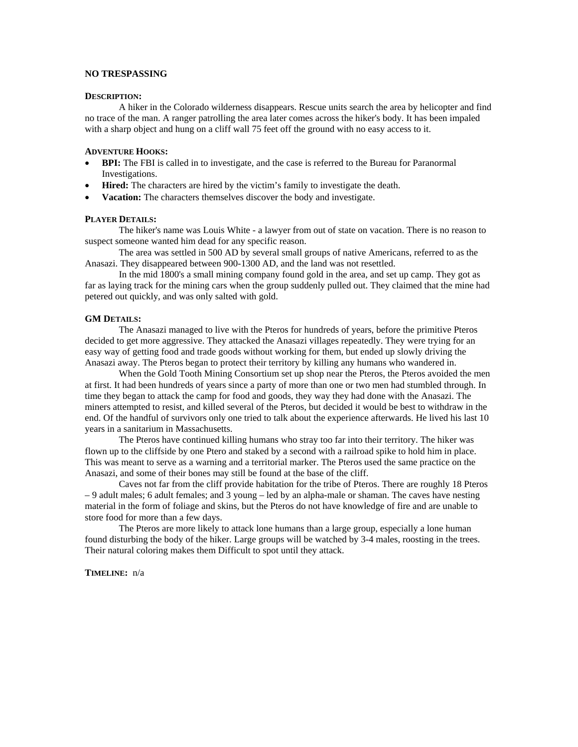# NO TRESPASSING

## DESCRIPTION:

A hiker in the Colorado wilderness disappears. Rescue units search the area by helicopter and find no trace of the man. A ranger patrolling the area later comes across the hiker's body. It has been impaled with a sharp object and hung on a cliff wall 75 feet off the ground with no easy access to it.

## ADVENTURE HOOKS:

- **BPI:** The FBI is called in to investigate, and the case is referred to the Bureau for Paranormal Investigations.
- **Hired:** The characters are hired by the victim's family to investigate the death.
- **Vacation:** The characters themselves discover the body and investigate.

## PLAYER DETAILS:

The hiker's name was Louis White - a lawyer from out of state on vacation. There is no reason to suspect someone wanted him dead for any specific reason.

The area was settled in 500 AD by several small groups of native Americans, referred to as the Anasazi. They disappeared between 900-1300 AD, and the land was not resettled.

In the mid 1800's a small mining company found gold in the area, and set up camp. They got as far as laying track for the mining cars when the group suddenly pulled out. They claimed that the mine had petered out quickly, and was only salted with gold.

## GM DETAILS:

The Anasazi managed to live with the Pteros for hundreds of years, before the primitive Pteros decided to get more aggressive. They attacked the Anasazi villages repeatedly. They were trying for an easy way of getting food and trade goods without working for them, but ended up slowly driving the Anasazi away. The Pteros began to protect their territory by killing any humans who wandered in.

When the Gold Tooth Mining Consortium set up shop near the Pteros, the Pteros avoided the men at first. It had been hundreds of years since a party of more than one or two men had stumbled through. In time they began to attack the camp for food and goods, they way they had done with the Anasazi. The miners attempted to resist, and killed several of the Pteros, but decided it would be best to withdraw in the end. Of the handful of survivors only one tried to talk about the experience afterwards. He lived his last 10 years in a sanitarium in Massachusetts.

The Pteros have continued killing humans who stray too far into their territory. The hiker was flown up to the cliffside by one Ptero and staked by a second with a railroad spike to hold him in place. This was meant to serve as a warning and a territorial marker. The Pteros used the same practice on the Anasazi, and some of their bones may still be found at the base of the cliff.

Caves not far from the cliff provide habitation for the tribe of Pteros. There are roughly 18 Pteros – 9 adult males; 6 adult females; and 3 young – led by an alpha-male or shaman. The caves have nesting material in the form of foliage and skins, but the Pteros do not have knowledge of fire and are unable to store food for more than a few days.

The Pteros are more likely to attack lone humans than a large group, especially a lone human found disturbing the body of the hiker. Large groups will be watched by 3-4 males, roosting in the trees. Their natural coloring makes them Difficult to spot until they attack.

## TIMELINE: n/a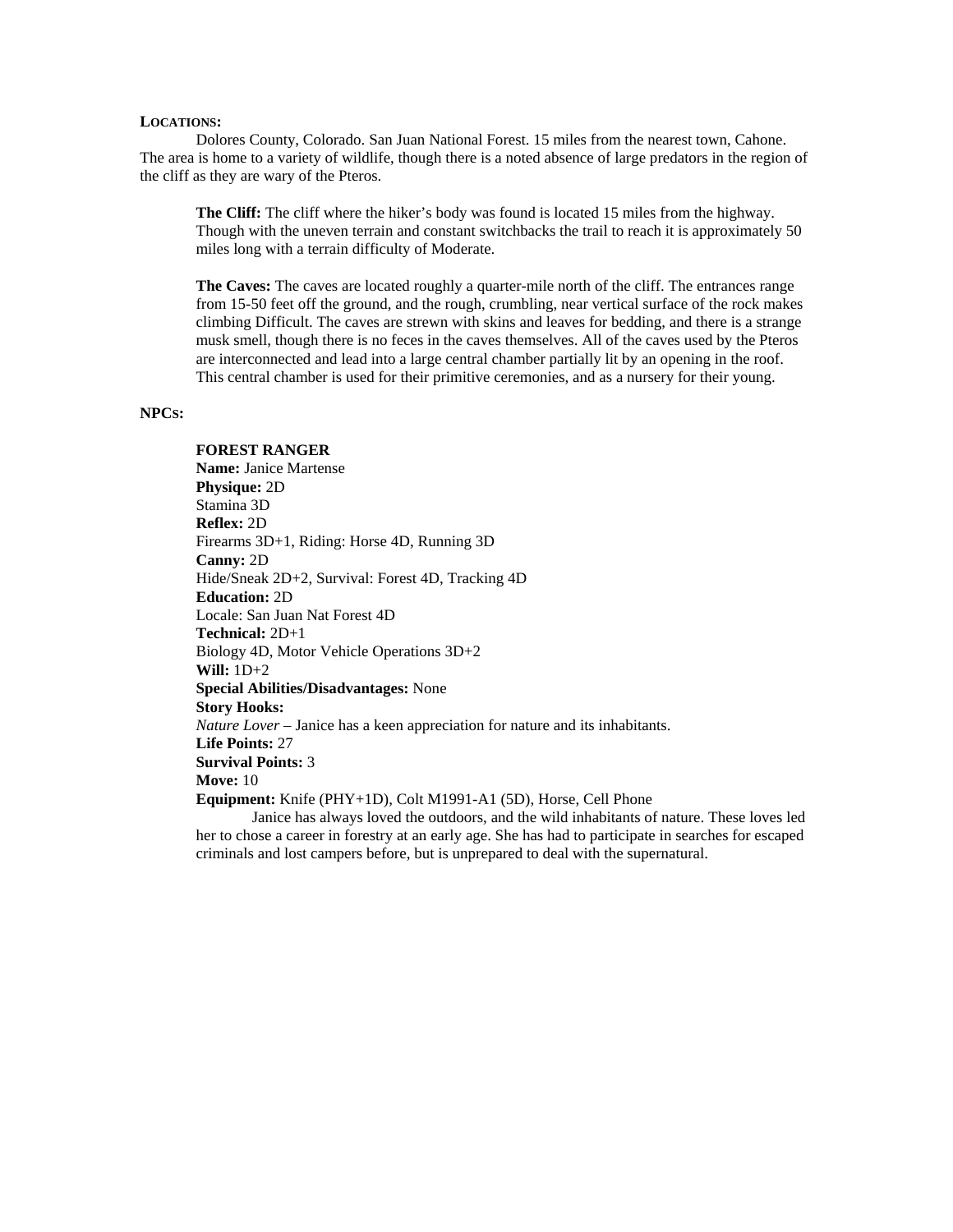**LOCATIONS:**

Dolores County, Colorado. San Juan National Forest. 15 miles from the nearest town, Cahone. The area is home to a variety of wildlife, though there is a noted absence of large predators in the region of the cliff as they are wary of the Pteros.

**The Cliff:** The cliff where the hiker's body was found is located 15 miles from the highway. Though with the uneven terrain and constant switchbacks the trail to reach it is approximately 50 miles long with a terrain difficulty of Moderate.

**The Caves:** The caves are located roughly a quarter-mile north of the cliff. The entrances range from 15-50 feet off the ground, and the rough, crumbling, near vertical surface of the rock makes climbing Difficult. The caves are strewn with skins and leaves for bedding, and there is a strange musk smell, though there is no feces in the caves themselves. All of the caves used by the Pteros are interconnected and lead into a large central chamber partially lit by an opening in the roof. This central chamber is used for their primitive ceremonies, and as a nursery for their young.

**NPCS:**

**FOREST RANGER**
**Name:** Janice Martense
**Physique:** 2D
Stamina 3D
**Reflex:** 2D
Firearms 3D+1, Riding: Horse 4D, Running 3D
**Canny:** 2D
Hide/Sneak 2D+2, Survival: Forest 4D, Tracking 4D
**Education:** 2D
Locale: San Juan Nat Forest 4D
**Technical:** 2D+1
Biology 4D, Motor Vehicle Operations 3D+2
**Will:** 1D+2
**Special Abilities/Disadvantages:** None
**Story Hooks:**
*Nature Lover* – Janice has a keen appreciation for nature and its inhabitants.
**Life Points:** 27
**Survival Points:** 3
**Move:** 10
**Equipment:** Knife (PHY+1D), Colt M1991-A1 (5D), Horse, Cell Phone

Janice has always loved the outdoors, and the wild inhabitants of nature. These loves led her to chose a career in forestry at an early age. She has had to participate in searches for escaped criminals and lost campers before, but is unprepared to deal with the supernatural.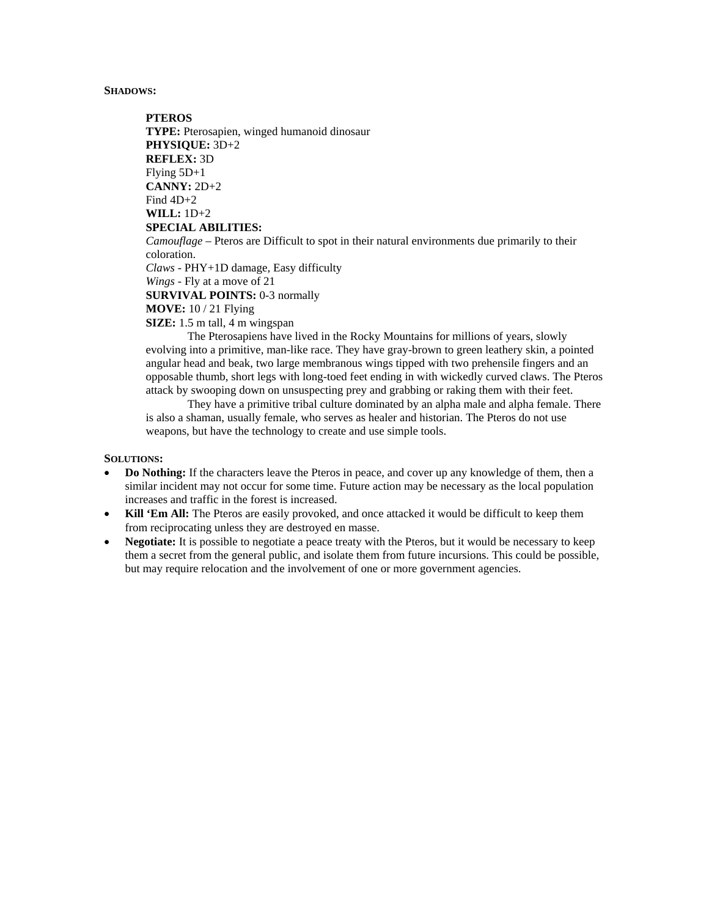## Shadows:

**PTEROS**
**TYPE:** Pterosapien, winged humanoid dinosaur
**PHYSIQUE:** 3D+2
**REFLEX:** 3D
Flying 5D+1
**CANNY:** 2D+2
Find 4D+2
**WILL:** 1D+2
**SPECIAL ABILITIES:**
*Camouflage* – Pteros are Difficult to spot in their natural environments due primarily to their coloration.
*Claws* - PHY+1D damage, Easy difficulty
*Wings* - Fly at a move of 21
**SURVIVAL POINTS:** 0-3 normally
**MOVE:** 10 / 21 Flying
**SIZE:** 1.5 m tall, 4 m wingspan

The Pterosapiens have lived in the Rocky Mountains for millions of years, slowly evolving into a primitive, man-like race. They have gray-brown to green leathery skin, a pointed angular head and beak, two large membranous wings tipped with two prehensile fingers and an opposable thumb, short legs with long-toed feet ending in with wickedly curved claws. The Pteros attack by swooping down on unsuspecting prey and grabbing or raking them with their feet.

They have a primitive tribal culture dominated by an alpha male and alpha female. There is also a shaman, usually female, who serves as healer and historian. The Pteros do not use weapons, but have the technology to create and use simple tools.

## Solutions:

- **Do Nothing:** If the characters leave the Pteros in peace, and cover up any knowledge of them, then a similar incident may not occur for some time. Future action may be necessary as the local population increases and traffic in the forest is increased.
- **Kill 'Em All:** The Pteros are easily provoked, and once attacked it would be difficult to keep them from reciprocating unless they are destroyed en masse.
- **Negotiate:** It is possible to negotiate a peace treaty with the Pteros, but it would be necessary to keep them a secret from the general public, and isolate them from future incursions. This could be possible, but may require relocation and the involvement of one or more government agencies.